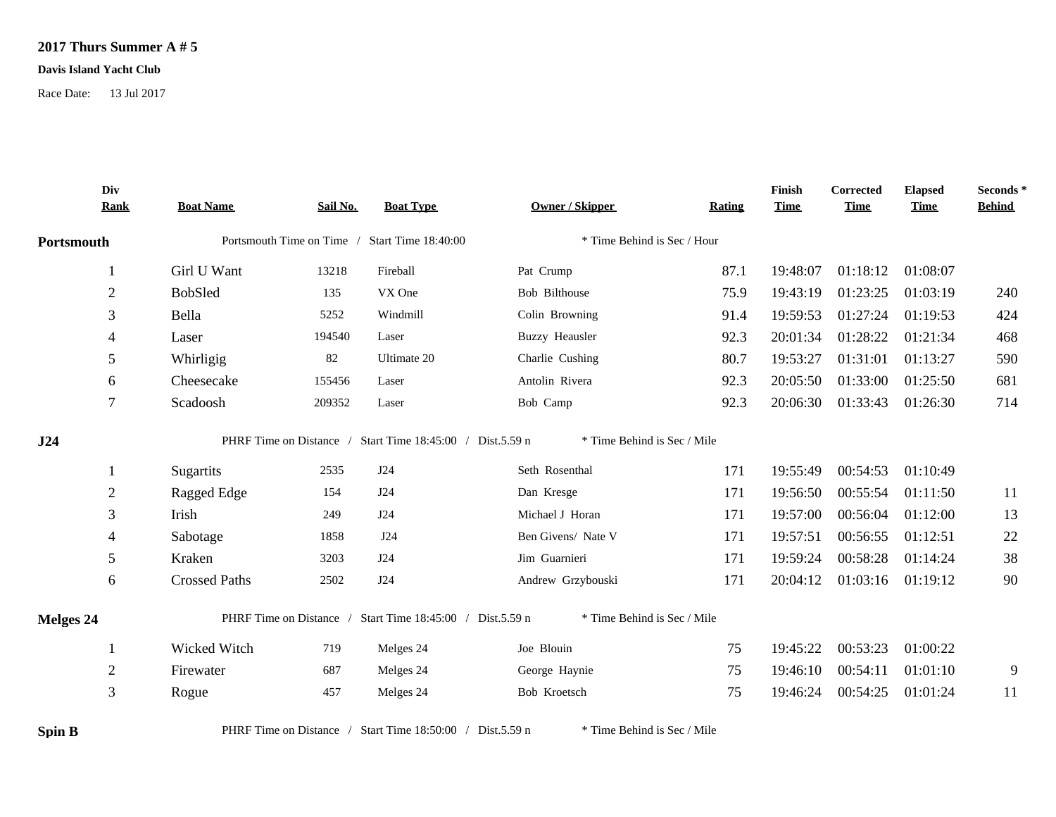# 2017 Thurs Summer A # 5

**Davis Island Yacht Club**

Race Date: 13 Jul 2017

| Div Rank | Boat Name | Sail No. | Boat Type | Owner / Skipper | Rating | Finish Time | Corrected Time | Elapsed Time | Seconds * Behind |
|---|---|---|---|---|---|---|---|---|---|
| **Portsmouth** | Portsmouth Time on Time / Start Time 18:40:00 | | | * Time Behind is Sec / Hour | | | | | |
| 1 | Girl U Want | 13218 | Fireball | Pat Crump | 87.1 | 19:48:07 | 01:18:12 | 01:08:07 | |
| 2 | BobSled | 135 | VX One | Bob Bilthouse | 75.9 | 19:43:19 | 01:23:25 | 01:03:19 | 240 |
| 3 | Bella | 5252 | Windmill | Colin Browning | 91.4 | 19:59:53 | 01:27:24 | 01:19:53 | 424 |
| 4 | Laser | 194540 | Laser | Buzzy Heausler | 92.3 | 20:01:34 | 01:28:22 | 01:21:34 | 468 |
| 5 | Whirligig | 82 | Ultimate 20 | Charlie Cushing | 80.7 | 19:53:27 | 01:31:01 | 01:13:27 | 590 |
| 6 | Cheesecake | 155456 | Laser | Antolin Rivera | 92.3 | 20:05:50 | 01:33:00 | 01:25:50 | 681 |
| 7 | Scadoosh | 209352 | Laser | Bob Camp | 92.3 | 20:06:30 | 01:33:43 | 01:26:30 | 714 |
| **J24** | PHRF Time on Distance / Start Time 18:45:00 / Dist.5.59 n | | | * Time Behind is Sec / Mile | | | | | |
| 1 | Sugartits | 2535 | J24 | Seth Rosenthal | 171 | 19:55:49 | 00:54:53 | 01:10:49 | |
| 2 | Ragged Edge | 154 | J24 | Dan Kresge | 171 | 19:56:50 | 00:55:54 | 01:11:50 | 11 |
| 3 | Irish | 249 | J24 | Michael J Horan | 171 | 19:57:00 | 00:56:04 | 01:12:00 | 13 |
| 4 | Sabotage | 1858 | J24 | Ben Givens/ Nate V | 171 | 19:57:51 | 00:56:55 | 01:12:51 | 22 |
| 5 | Kraken | 3203 | J24 | Jim Guarnieri | 171 | 19:59:24 | 00:58:28 | 01:14:24 | 38 |
| 6 | Crossed Paths | 2502 | J24 | Andrew Grzybouski | 171 | 20:04:12 | 01:03:16 | 01:19:12 | 90 |
| **Melges 24** | PHRF Time on Distance / Start Time 18:45:00 / Dist.5.59 n | | | * Time Behind is Sec / Mile | | | | | |
| 1 | Wicked Witch | 719 | Melges 24 | Joe Blouin | 75 | 19:45:22 | 00:53:23 | 01:00:22 | |
| 2 | Firewater | 687 | Melges 24 | George Haynie | 75 | 19:46:10 | 00:54:11 | 01:01:10 | 9 |
| 3 | Rogue | 457 | Melges 24 | Bob Kroetsch | 75 | 19:46:24 | 00:54:25 | 01:01:24 | 11 |
| **Spin B** | PHRF Time on Distance / Start Time 18:50:00 / Dist.5.59 n | | | * Time Behind is Sec / Mile | | | | | |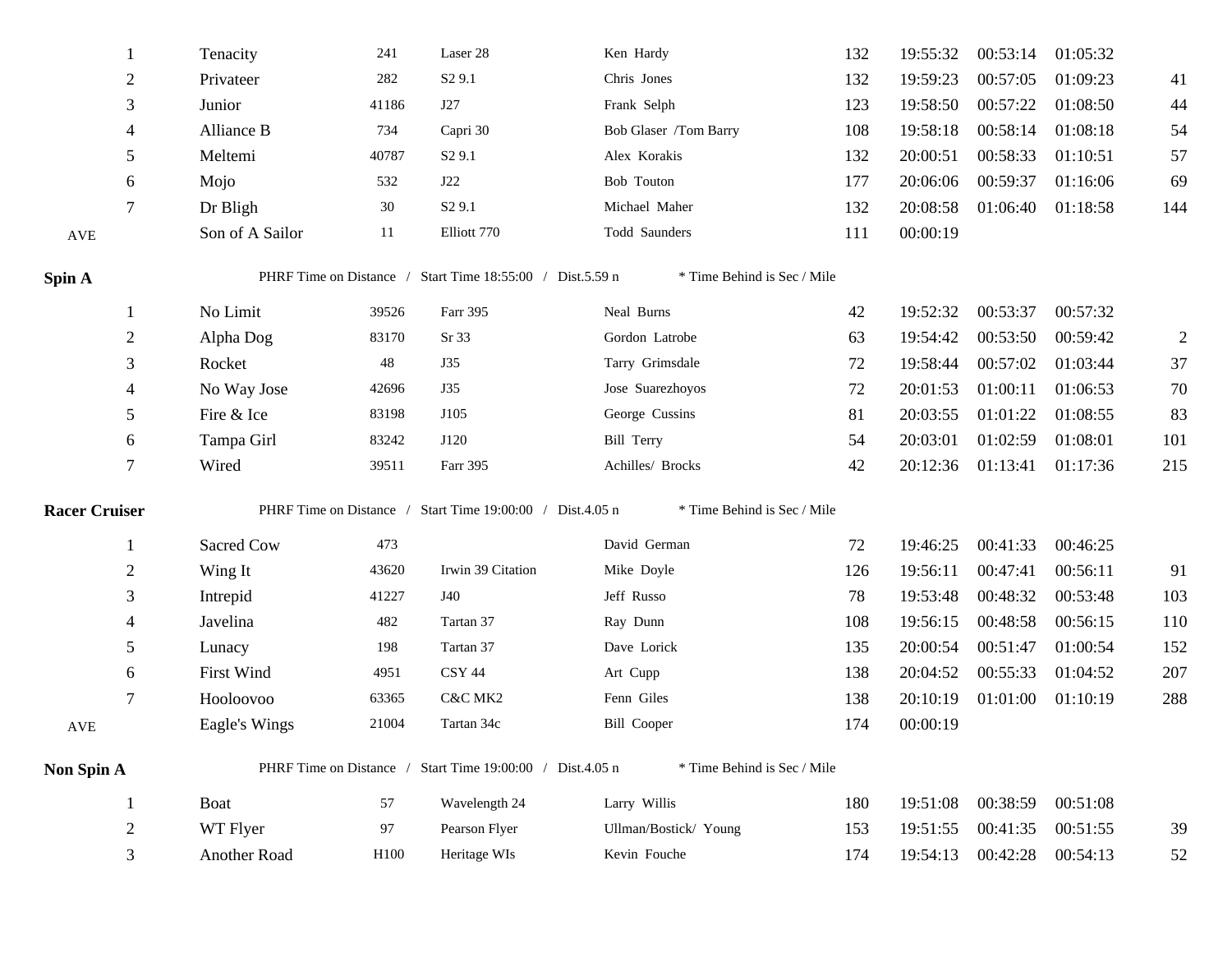| | | | | | | | | | |
|---|---|---|---|---|---|---|---|---|---|
| 1 | Tenacity | 241 | Laser 28 | Ken Hardy | 132 | 19:55:32 | 00:53:14 | 01:05:32 | |
| 2 | Privateer | 282 | S2 9.1 | Chris Jones | 132 | 19:59:23 | 00:57:05 | 01:09:23 | 41 |
| 3 | Junior | 41186 | J27 | Frank Selph | 123 | 19:58:50 | 00:57:22 | 01:08:50 | 44 |
| 4 | Alliance B | 734 | Capri 30 | Bob Glaser /Tom Barry | 108 | 19:58:18 | 00:58:14 | 01:08:18 | 54 |
| 5 | Meltemi | 40787 | S2 9.1 | Alex Korakis | 132 | 20:00:51 | 00:58:33 | 01:10:51 | 57 |
| 6 | Mojo | 532 | J22 | Bob Touton | 177 | 20:06:06 | 00:59:37 | 01:16:06 | 69 |
| 7 | Dr Bligh | 30 | S2 9.1 | Michael Maher | 132 | 20:08:58 | 01:06:40 | 01:18:58 | 144 |
| AVE | Son of A Sailor | 11 | Elliott 770 | Todd Saunders | 111 | 00:00:19 | | | |

**Spin A** PHRF Time on Distance / Start Time 18:55:00 / Dist.5.59 n * Time Behind is Sec / Mile

| | | | | | | | | | |
|---|---|---|---|---|---|---|---|---|---|
| 1 | No Limit | 39526 | Farr 395 | Neal Burns | 42 | 19:52:32 | 00:53:37 | 00:57:32 | |
| 2 | Alpha Dog | 83170 | Sr 33 | Gordon Latrobe | 63 | 19:54:42 | 00:53:50 | 00:59:42 | 2 |
| 3 | Rocket | 48 | J35 | Tarry Grimsdale | 72 | 19:58:44 | 00:57:02 | 01:03:44 | 37 |
| 4 | No Way Jose | 42696 | J35 | Jose Suarezhoyos | 72 | 20:01:53 | 01:00:11 | 01:06:53 | 70 |
| 5 | Fire & Ice | 83198 | J105 | George Cussins | 81 | 20:03:55 | 01:01:22 | 01:08:55 | 83 |
| 6 | Tampa Girl | 83242 | J120 | Bill Terry | 54 | 20:03:01 | 01:02:59 | 01:08:01 | 101 |
| 7 | Wired | 39511 | Farr 395 | Achilles/ Brocks | 42 | 20:12:36 | 01:13:41 | 01:17:36 | 215 |

**Racer Cruiser** PHRF Time on Distance / Start Time 19:00:00 / Dist.4.05 n * Time Behind is Sec / Mile

| | | | | | | | | | |
|---|---|---|---|---|---|---|---|---|---|
| 1 | Sacred Cow | 473 | | David German | 72 | 19:46:25 | 00:41:33 | 00:46:25 | |
| 2 | Wing It | 43620 | Irwin 39 Citation | Mike Doyle | 126 | 19:56:11 | 00:47:41 | 00:56:11 | 91 |
| 3 | Intrepid | 41227 | J40 | Jeff Russo | 78 | 19:53:48 | 00:48:32 | 00:53:48 | 103 |
| 4 | Javelina | 482 | Tartan 37 | Ray Dunn | 108 | 19:56:15 | 00:48:58 | 00:56:15 | 110 |
| 5 | Lunacy | 198 | Tartan 37 | Dave Lorick | 135 | 20:00:54 | 00:51:47 | 01:00:54 | 152 |
| 6 | First Wind | 4951 | CSY 44 | Art Cupp | 138 | 20:04:52 | 00:55:33 | 01:04:52 | 207 |
| 7 | Hooloovoo | 63365 | C&C MK2 | Fenn Giles | 138 | 20:10:19 | 01:01:00 | 01:10:19 | 288 |
| AVE | Eagle's Wings | 21004 | Tartan 34c | Bill Cooper | 174 | 00:00:19 | | | |

**Non Spin A** PHRF Time on Distance / Start Time 19:00:00 / Dist.4.05 n * Time Behind is Sec / Mile

| | | | | | | | | | |
|---|---|---|---|---|---|---|---|---|---|
| 1 | Boat | 57 | Wavelength 24 | Larry Willis | 180 | 19:51:08 | 00:38:59 | 00:51:08 | |
| 2 | WT Flyer | 97 | Pearson Flyer | Ullman/Bostick/ Young | 153 | 19:51:55 | 00:41:35 | 00:51:55 | 39 |
| 3 | Another Road | H100 | Heritage WIs | Kevin Fouche | 174 | 19:54:13 | 00:42:28 | 00:54:13 | 52 |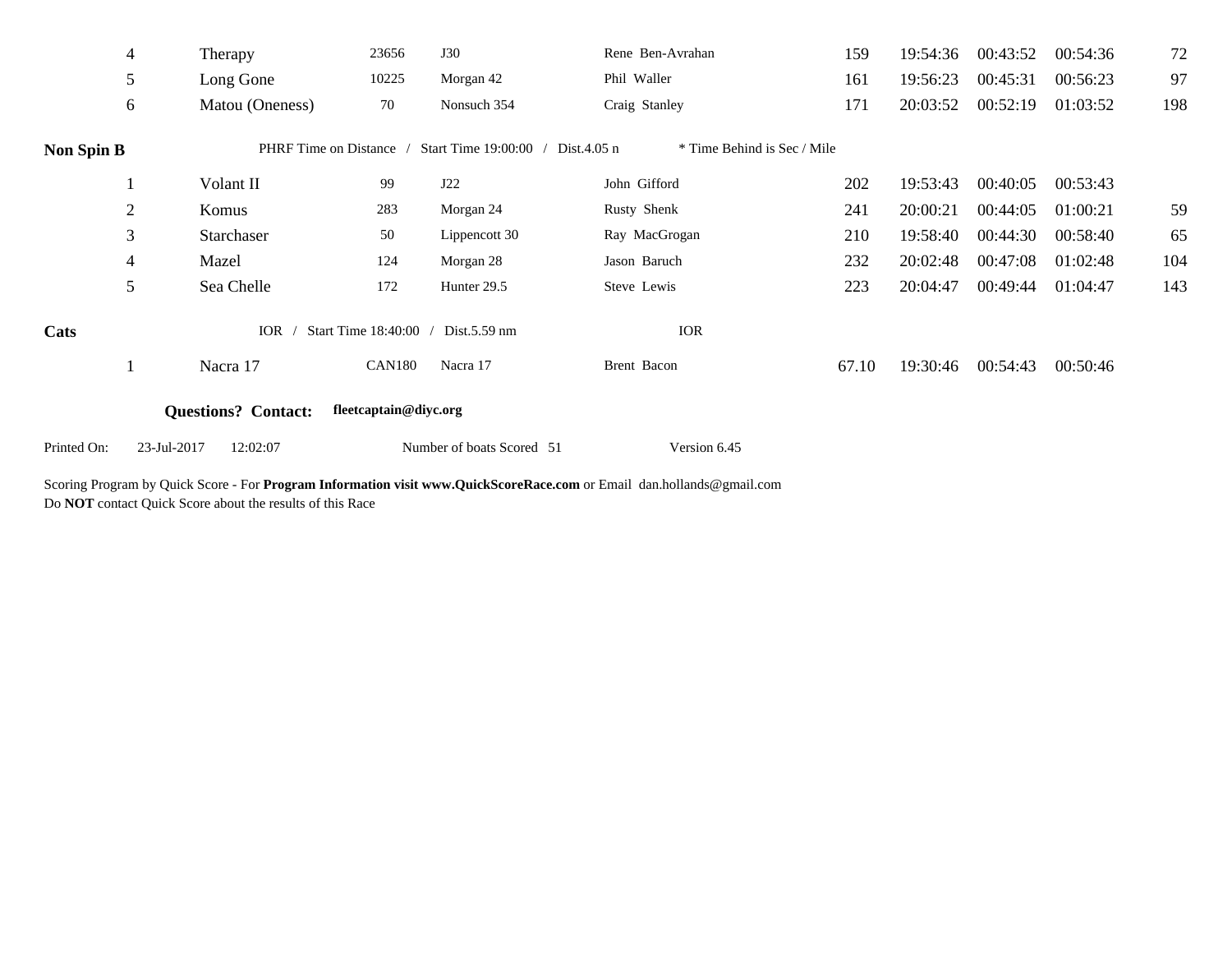| | | | | | | | | | |
|---|---|---|---|---|---|---|---|---|---|
| 4 | Therapy | 23656 | J30 | Rene Ben-Avrahan | 159 | 19:54:36 | 00:43:52 | 00:54:36 | 72 |
| 5 | Long Gone | 10225 | Morgan 42 | Phil Waller | 161 | 19:56:23 | 00:45:31 | 00:56:23 | 97 |
| 6 | Matou (Oneness) | 70 | Nonsuch 354 | Craig Stanley | 171 | 20:03:52 | 00:52:19 | 01:03:52 | 198 |

**Non Spin B** PHRF Time on Distance / Start Time 19:00:00 / Dist.4.05 n * Time Behind is Sec / Mile

| | | | | | | | | | |
|---|---|---|---|---|---|---|---|---|---|
| 1 | Volant II | 99 | J22 | John Gifford | 202 | 19:53:43 | 00:40:05 | 00:53:43 | |
| 2 | Komus | 283 | Morgan 24 | Rusty Shenk | 241 | 20:00:21 | 00:44:05 | 01:00:21 | 59 |
| 3 | Starchaser | 50 | Lippencott 30 | Ray MacGrogan | 210 | 19:58:40 | 00:44:30 | 00:58:40 | 65 |
| 4 | Mazel | 124 | Morgan 28 | Jason Baruch | 232 | 20:02:48 | 00:47:08 | 01:02:48 | 104 |
| 5 | Sea Chelle | 172 | Hunter 29.5 | Steve Lewis | 223 | 20:04:47 | 00:49:44 | 01:04:47 | 143 |

**Cats** IOR / Start Time 18:40:00 / Dist.5.59 nm IOR

| | | | | | | | | | |
|---|---|---|---|---|---|---|---|---|---|
| 1 | Nacra 17 | CAN180 | Nacra 17 | Brent Bacon | 67.10 | 19:30:46 | 00:54:43 | 00:50:46 | |

**Questions? Contact:** **fleetcaptain@diyc.org**

Printed On: 23-Jul-2017 12:02:07 Number of boats Scored 51 Version 6.45

Scoring Program by Quick Score - For **Program Information visit www.QuickScoreRace.com** or Email dan.hollands@gmail.com
Do **NOT** contact Quick Score about the results of this Race